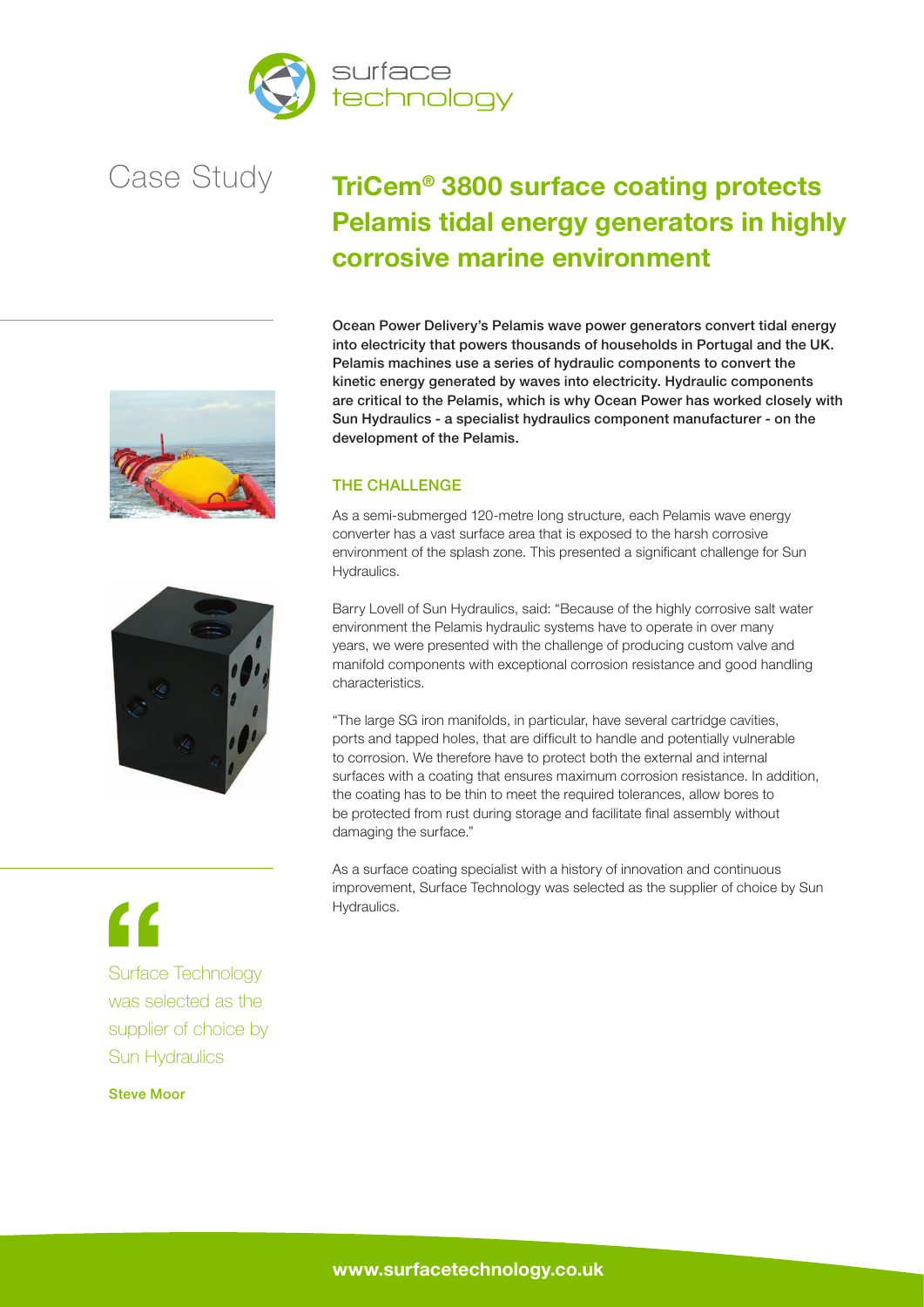Case Study

# TriCem® 3800 surface coating protects Pelamis tidal energy generators in highly corrosive marine environment

**Ocean Power Delivery's Pelamis wave power generators convert tidal energy into electricity that powers thousands of households in Portugal and the UK. Pelamis machines use a series of hydraulic components to convert the kinetic energy generated by waves into electricity. Hydraulic components are critical to the Pelamis, which is why Ocean Power has worked closely with Sun Hydraulics - a specialist hydraulics component manufacturer - on the development of the Pelamis.**

## THE CHALLENGE

As a semi-submerged 120-metre long structure, each Pelamis wave energy converter has a vast surface area that is exposed to the harsh corrosive environment of the splash zone. This presented a significant challenge for Sun Hydraulics.

Barry Lovell of Sun Hydraulics, said: "Because of the highly corrosive salt water environment the Pelamis hydraulic systems have to operate in over many years, we were presented with the challenge of producing custom valve and manifold components with exceptional corrosion resistance and good handling characteristics.

"The large SG iron manifolds, in particular, have several cartridge cavities, ports and tapped holes, that are difficult to handle and potentially vulnerable to corrosion. We therefore have to protect both the external and internal surfaces with a coating that ensures maximum corrosion resistance. In addition, the coating has to be thin to meet the required tolerances, allow bores to be protected from rust during storage and facilitate final assembly without damaging the surface."

As a surface coating specialist with a history of innovation and continuous improvement, Surface Technology was selected as the supplier of choice by Sun Hydraulics.

> "Surface Technology was selected as the supplier of choice by Sun Hydraulics
>
> **Steve Moor**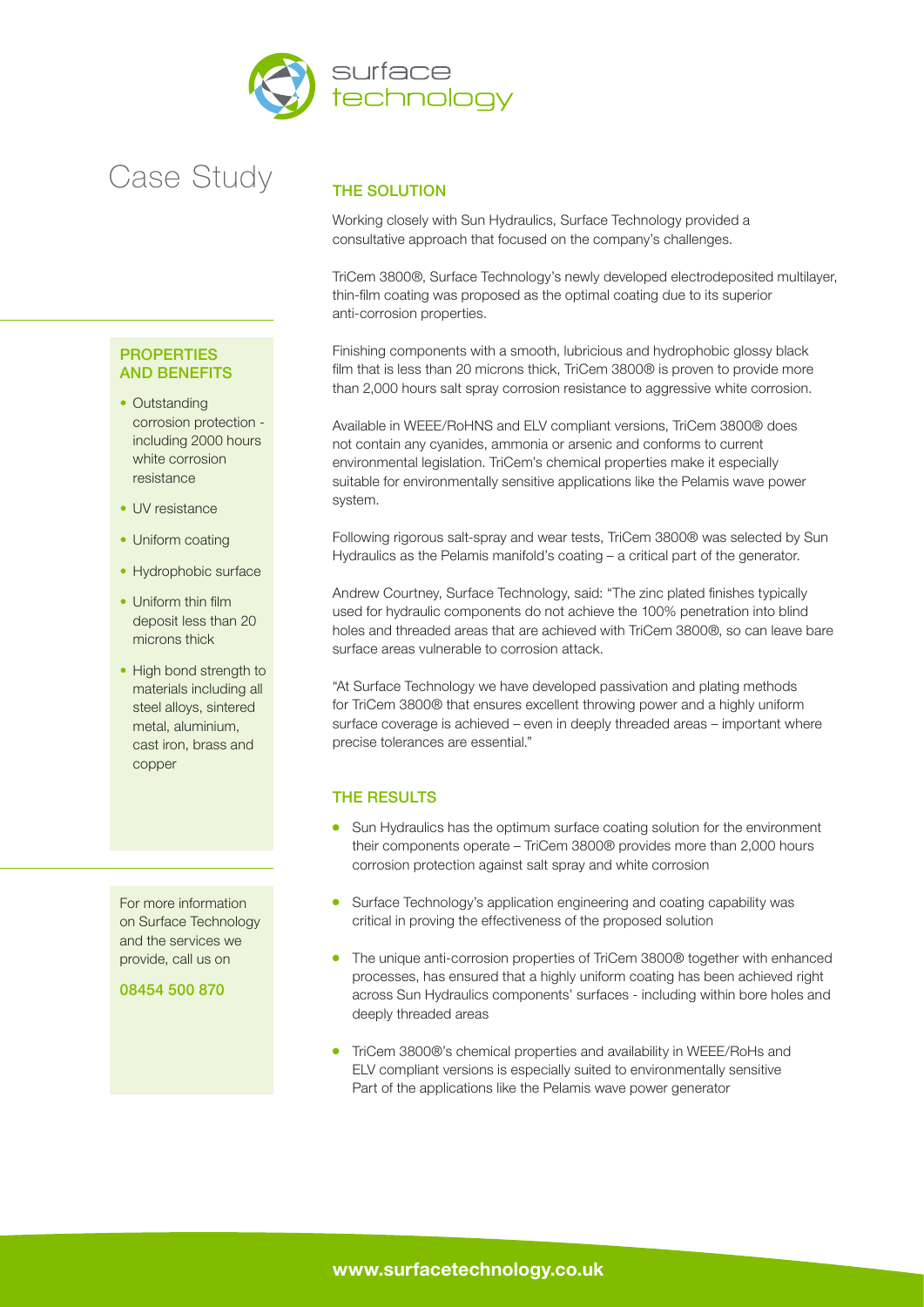# Case Study

## THE SOLUTION

Working closely with Sun Hydraulics, Surface Technology provided a consultative approach that focused on the company's challenges.

TriCem 3800®, Surface Technology's newly developed electrodeposited multilayer, thin-film coating was proposed as the optimal coating due to its superior anti-corrosion properties.

Finishing components with a smooth, lubricious and hydrophobic glossy black film that is less than 20 microns thick, TriCem 3800® is proven to provide more than 2,000 hours salt spray corrosion resistance to aggressive white corrosion.

Available in WEEE/RoHNS and ELV compliant versions, TriCem 3800® does not contain any cyanides, ammonia or arsenic and conforms to current environmental legislation. TriCem's chemical properties make it especially suitable for environmentally sensitive applications like the Pelamis wave power system.

Following rigorous salt-spray and wear tests, TriCem 3800® was selected by Sun Hydraulics as the Pelamis manifold's coating – a critical part of the generator.

Andrew Courtney, Surface Technology, said: "The zinc plated finishes typically used for hydraulic components do not achieve the 100% penetration into blind holes and threaded areas that are achieved with TriCem 3800®, so can leave bare surface areas vulnerable to corrosion attack.

"At Surface Technology we have developed passivation and plating methods for TriCem 3800® that ensures excellent throwing power and a highly uniform surface coverage is achieved – even in deeply threaded areas – important where precise tolerances are essential."

## THE RESULTS

- Sun Hydraulics has the optimum surface coating solution for the environment their components operate – TriCem 3800® provides more than 2,000 hours corrosion protection against salt spray and white corrosion
- Surface Technology's application engineering and coating capability was critical in proving the effectiveness of the proposed solution
- The unique anti-corrosion properties of TriCem 3800® together with enhanced processes, has ensured that a highly uniform coating has been achieved right across Sun Hydraulics components' surfaces - including within bore holes and deeply threaded areas
- TriCem 3800®'s chemical properties and availability in WEEE/RoHs and ELV compliant versions is especially suited to environmentally sensitive Part of the applications like the Pelamis wave power generator

## PROPERTIES AND BENEFITS

- Outstanding corrosion protection - including 2000 hours white corrosion resistance
- UV resistance
- Uniform coating
- Hydrophobic surface
- Uniform thin film deposit less than 20 microns thick
- High bond strength to materials including all steel alloys, sintered metal, aluminium, cast iron, brass and copper

For more information on Surface Technology and the services we provide, call us on

**08454 500 870**

**www.surfacetechnology.co.uk**